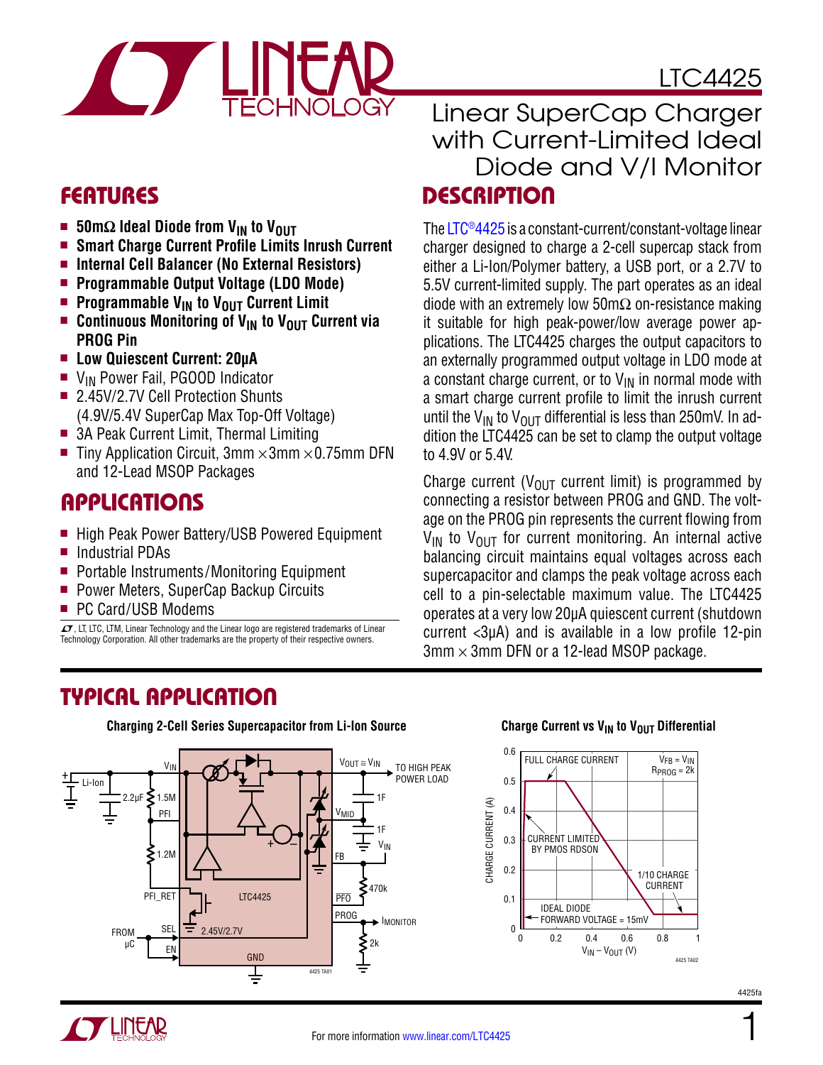# LTC4425

## Linear SuperCap Charger with Current-Limited Ideal Diode and V/I Monitor

## FEATURES

- **50mΩ Ideal Diode from $V_{IN}$ to $V_{OUT}$**
- **Smart Charge Current Profile Limits Inrush Current**
- **Internal Cell Balancer (No External Resistors)**
- **Programmable Output Voltage (LDO Mode)**
- **Programmable $V_{IN}$ to $V_{OUT}$ Current Limit**
- **Continuous Monitoring of $V_{IN}$ to $V_{OUT}$ Current via PROG Pin**
- **Low Quiescent Current: 20µA**
- $V_{IN}$ Power Fail, PGOOD Indicator
- 2.45V/2.7V Cell Protection Shunts (4.9V/5.4V SuperCap Max Top-Off Voltage)
- 3A Peak Current Limit, Thermal Limiting
- Tiny Application Circuit, 3mm × 3mm × 0.75mm DFN and 12-Lead MSOP Packages

## APPLICATIONS

- High Peak Power Battery/USB Powered Equipment
- Industrial PDAs
- Portable Instruments/Monitoring Equipment
- Power Meters, SuperCap Backup Circuits
- PC Card/USB Modems

LT, LTC, LTM, Linear Technology and the Linear logo are registered trademarks of Linear Technology Corporation. All other trademarks are the property of their respective owners.

## DESCRIPTION

The LTC®4425 is a constant-current/constant-voltage linear charger designed to charge a 2-cell supercap stack from either a Li-Ion/Polymer battery, a USB port, or a 2.7V to 5.5V current-limited supply. The part operates as an ideal diode with an extremely low 50mΩ on-resistance making it suitable for high peak-power/low average power applications. The LTC4425 charges the output capacitors to an externally programmed output voltage in LDO mode at a constant charge current, or to $V_{IN}$ in normal mode with a smart charge current profile to limit the inrush current until the $V_{IN}$ to $V_{OUT}$ differential is less than 250mV. In addition the LTC4425 can be set to clamp the output voltage to 4.9V or 5.4V.

Charge current ($V_{OUT}$ current limit) is programmed by connecting a resistor between PROG and GND. The voltage on the PROG pin represents the current flowing from $V_{IN}$ to $V_{OUT}$ for current monitoring. An internal active balancing circuit maintains equal voltages across each supercapacitor and clamps the peak voltage across each cell to a pin-selectable maximum value. The LTC4425 operates at a very low 20µA quiescent current (shutdown current <3µA) and is available in a low profile 12-pin 3mm × 3mm DFN or a 12-lead MSOP package.

## TYPICAL APPLICATION

**Charging 2-Cell Series Supercapacitor from Li-Ion Source**

**Charge Current vs $V_{IN}$ to $V_{OUT}$ Differential**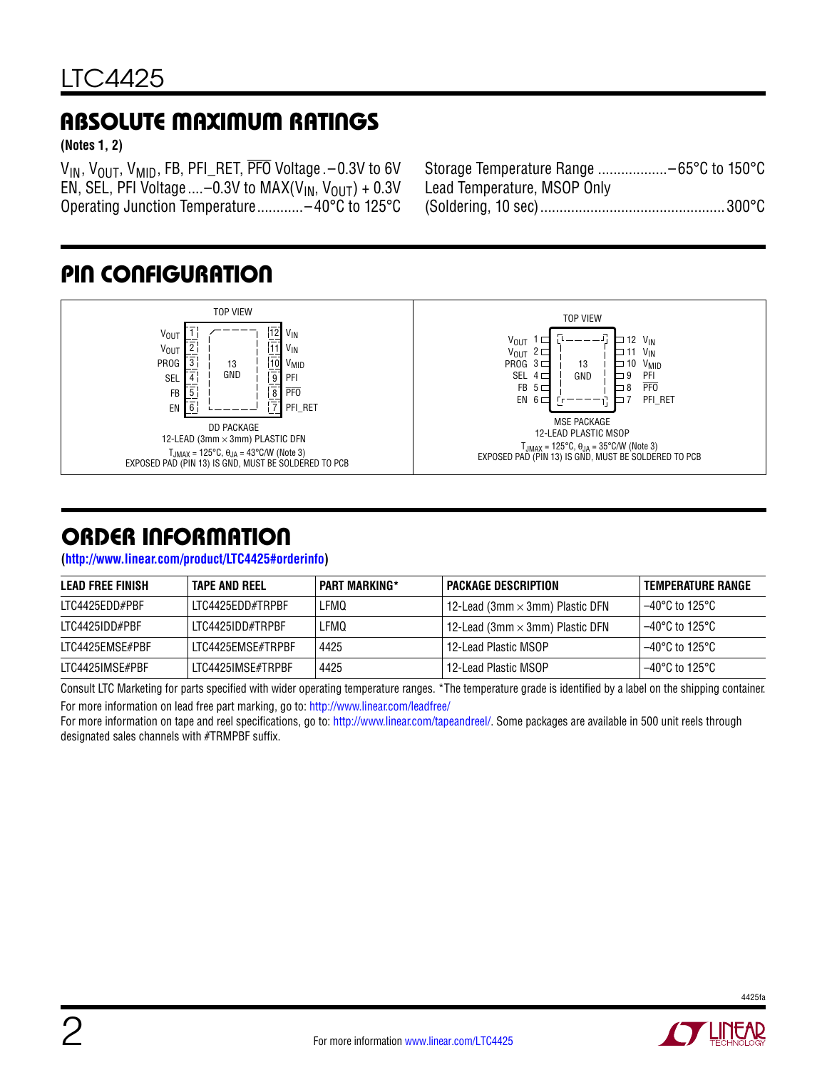## ABSOLUTE MAXIMUM RATINGS

**(Notes 1, 2)**

$V_{IN}$, $V_{OUT}$, $V_{MID}$, FB, PFI_RET, $\overline{PFO}$ Voltage .–0.3V to 6V
EN, SEL, PFI Voltage ....–0.3V to MAX($V_{IN}$, $V_{OUT}$) + 0.3V
Operating Junction Temperature............–40°C to 125°C
Storage Temperature Range ..................–65°C to 150°C
Lead Temperature, MSOP Only
(Soldering, 10 sec)...............................................300°C

## PIN CONFIGURATION

TOP VIEW

| Left Pin | | Right Pin | |
|---|---|---|---|
| $V_{OUT}$ | 1 | 12 | $V_{IN}$ |
| $V_{OUT}$ | 2 | 11 | $V_{IN}$ |
| PROG | 3 | 10 | $V_{MID}$ |
| SEL | 4 | 9 | PFI |
| FB | 5 | 8 | $\overline{PFO}$ |
| EN | 6 | 7 | PFI_RET |

13 GND (exposed pad)

DD PACKAGE
12-LEAD (3mm × 3mm) PLASTIC DFN
$T_{JMAX}$ = 125°C, $\theta_{JA}$ = 43°C/W (Note 3)
EXPOSED PAD (PIN 13) IS GND, MUST BE SOLDERED TO PCB

MSE PACKAGE
12-LEAD PLASTIC MSOP
$T_{JMAX}$ = 125°C, $\theta_{JA}$ = 35°C/W (Note 3)
EXPOSED PAD (PIN 13) IS GND, MUST BE SOLDERED TO PCB

## ORDER INFORMATION

(http://www.linear.com/product/LTC4425#orderinfo)

| LEAD FREE FINISH | TAPE AND REEL | PART MARKING* | PACKAGE DESCRIPTION | TEMPERATURE RANGE |
|---|---|---|---|---|
| LTC4425EDD#PBF | LTC4425EDD#TRPBF | LFMQ | 12-Lead (3mm × 3mm) Plastic DFN | –40°C to 125°C |
| LTC4425IDD#PBF | LTC4425IDD#TRPBF | LFMQ | 12-Lead (3mm × 3mm) Plastic DFN | –40°C to 125°C |
| LTC4425EMSE#PBF | LTC4425EMSE#TRPBF | 4425 | 12-Lead Plastic MSOP | –40°C to 125°C |
| LTC4425IMSE#PBF | LTC4425IMSE#TRPBF | 4425 | 12-Lead Plastic MSOP | –40°C to 125°C |

Consult LTC Marketing for parts specified with wider operating temperature ranges. *The temperature grade is identified by a label on the shipping container.

For more information on lead free part marking, go to: http://www.linear.com/leadfree/

For more information on tape and reel specifications, go to: http://www.linear.com/tapeandreel/. Some packages are available in 500 unit reels through designated sales channels with #TRMPBF suffix.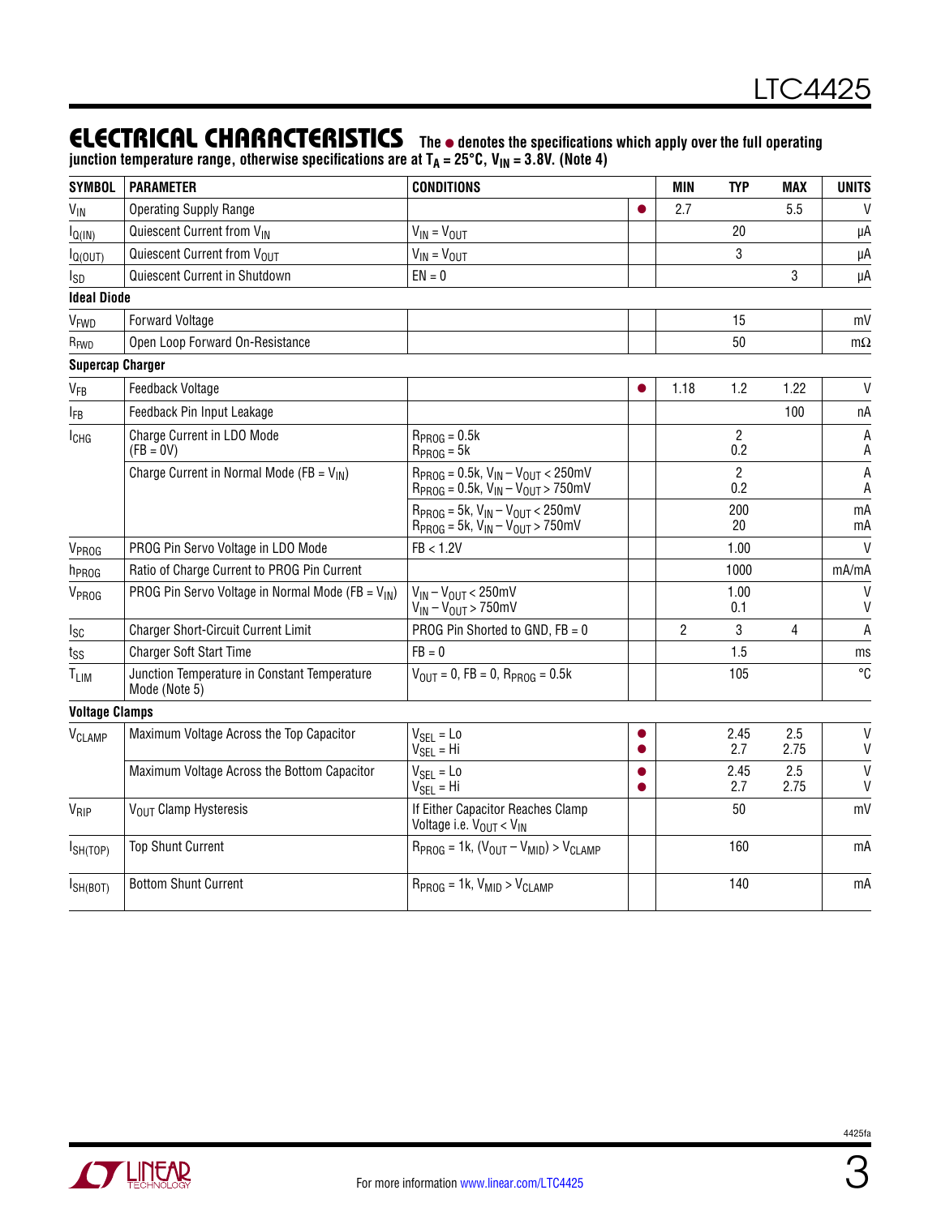## ELECTRICAL CHARACTERISTICS

**The ● denotes the specifications which apply over the full operating junction temperature range, otherwise specifications are at $T_A = 25°C$, $V_{IN} = 3.8V$. (Note 4)**

| SYMBOL | PARAMETER | CONDITIONS | | MIN | TYP | MAX | UNITS |
|---|---|---|---|---|---|---|---|
| $V_{IN}$ | Operating Supply Range | | ● | 2.7 | | 5.5 | V |
| $I_{Q(IN)}$ | Quiescent Current from $V_{IN}$ | $V_{IN} = V_{OUT}$ | | | 20 | | µA |
| $I_{Q(OUT)}$ | Quiescent Current from $V_{OUT}$ | $V_{IN} = V_{OUT}$ | | | 3 | | µA |
| $I_{SD}$ | Quiescent Current in Shutdown | EN = 0 | | | | 3 | µA |
| **Ideal Diode** | | | | | | | |
| $V_{FWD}$ | Forward Voltage | | | | 15 | | mV |
| $R_{FWD}$ | Open Loop Forward On-Resistance | | | | 50 | | mΩ |
| **Supercap Charger** | | | | | | | |
| $V_{FB}$ | Feedback Voltage | | ● | 1.18 | 1.2 | 1.22 | V |
| $I_{FB}$ | Feedback Pin Input Leakage | | | | | 100 | nA |
| $I_{CHG}$ | Charge Current in LDO Mode (FB = 0V) | $R_{PROG} = 0.5k$<br>$R_{PROG} = 5k$ | | | 2<br>0.2 | | A<br>A |
| | Charge Current in Normal Mode (FB = $V_{IN}$) | $R_{PROG} = 0.5k$, $V_{IN} – V_{OUT} < 250mV$<br>$R_{PROG} = 0.5k$, $V_{IN} – V_{OUT} > 750mV$ | | | 2<br>0.2 | | A<br>A |
| | | $R_{PROG} = 5k$, $V_{IN} – V_{OUT} < 250mV$<br>$R_{PROG} = 5k$, $V_{IN} – V_{OUT} > 750mV$ | | | 200<br>20 | | mA<br>mA |
| $V_{PROG}$ | PROG Pin Servo Voltage in LDO Mode | FB < 1.2V | | | 1.00 | | V |
| $h_{PROG}$ | Ratio of Charge Current to PROG Pin Current | | | | 1000 | | mA/mA |
| $V_{PROG}$ | PROG Pin Servo Voltage in Normal Mode (FB = $V_{IN}$) | $V_{IN} – V_{OUT} < 250mV$<br>$V_{IN} – V_{OUT} > 750mV$ | | | 1.00<br>0.1 | | V<br>V |
| $I_{SC}$ | Charger Short-Circuit Current Limit | PROG Pin Shorted to GND, FB = 0 | | 2 | 3 | 4 | A |
| $t_{SS}$ | Charger Soft Start Time | FB = 0 | | | 1.5 | | ms |
| $T_{LIM}$ | Junction Temperature in Constant Temperature Mode (Note 5) | $V_{OUT} = 0$, FB = 0, $R_{PROG} = 0.5k$ | | | 105 | | °C |
| **Voltage Clamps** | | | | | | | |
| $V_{CLAMP}$ | Maximum Voltage Across the Top Capacitor | $V_{SEL}$ = Lo<br>$V_{SEL}$ = Hi | ●<br>● | | 2.45<br>2.7 | 2.5<br>2.75 | V<br>V |
| | Maximum Voltage Across the Bottom Capacitor | $V_{SEL}$ = Lo<br>$V_{SEL}$ = Hi | ●<br>● | | 2.45<br>2.7 | 2.5<br>2.75 | V<br>V |
| $V_{RIP}$ | $V_{OUT}$ Clamp Hysteresis | If Either Capacitor Reaches Clamp Voltage i.e. $V_{OUT} < V_{IN}$ | | | 50 | | mV |
| $I_{SH(TOP)}$ | Top Shunt Current | $R_{PROG} = 1k$, $(V_{OUT} – V_{MID}) > V_{CLAMP}$ | | | 160 | | mA |
| $I_{SH(BOT)}$ | Bottom Shunt Current | $R_{PROG} = 1k$, $V_{MID} > V_{CLAMP}$ | | | 140 | | mA |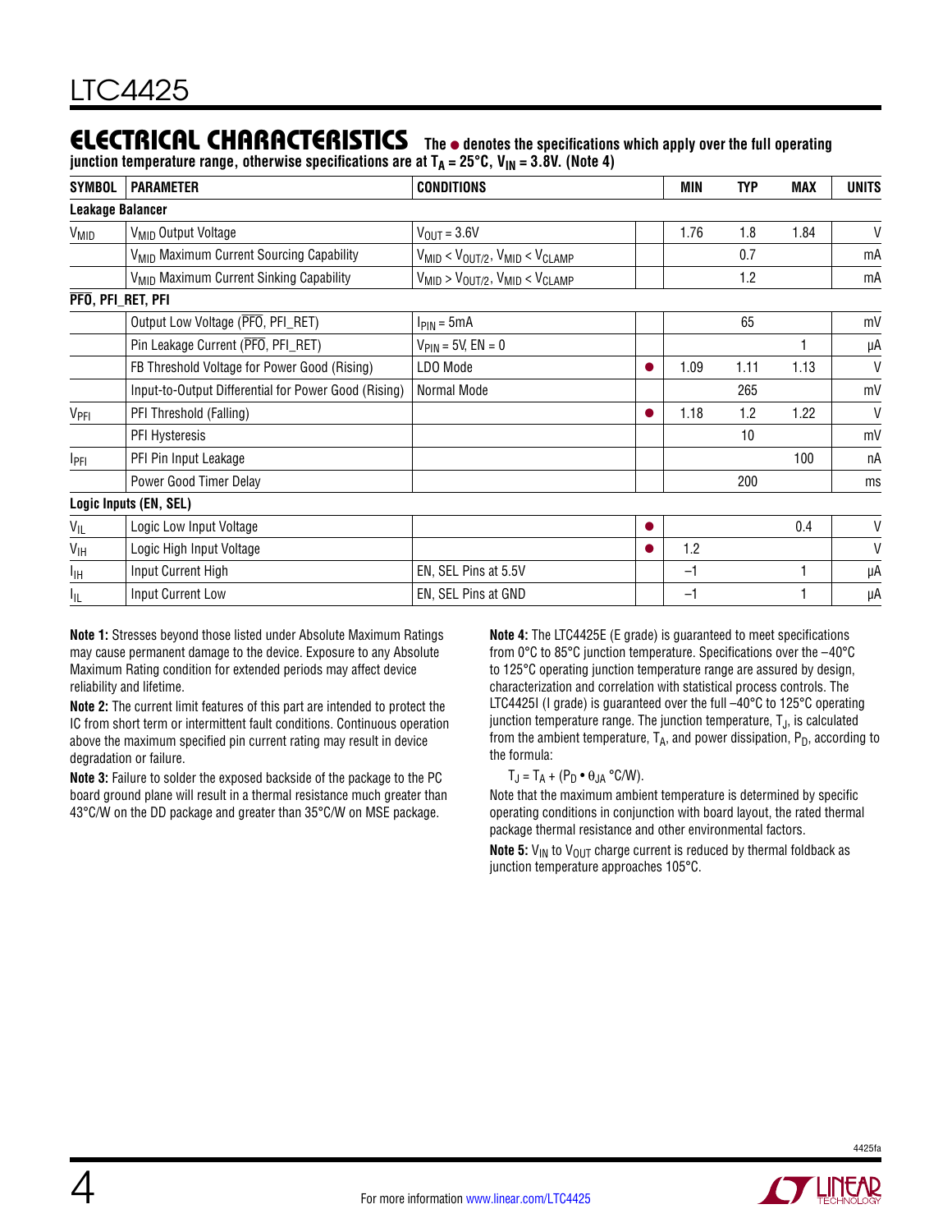## ELECTRICAL CHARACTERISTICS

**The ● denotes the specifications which apply over the full operating junction temperature range, otherwise specifications are at $T_A = 25°C$, $V_{IN} = 3.8V$. (Note 4)**

| SYMBOL | PARAMETER | CONDITIONS | | MIN | TYP | MAX | UNITS |
|---|---|---|---|---|---|---|---|
| **Leakage Balancer** | | | | | | | |
| $V_{MID}$ | $V_{MID}$ Output Voltage | $V_{OUT} = 3.6V$ | | 1.76 | 1.8 | 1.84 | V |
| | $V_{MID}$ Maximum Current Sourcing Capability | $V_{MID} < V_{OUT/2}$, $V_{MID} < V_{CLAMP}$ | | | 0.7 | | mA |
| | $V_{MID}$ Maximum Current Sinking Capability | $V_{MID} > V_{OUT/2}$, $V_{MID} < V_{CLAMP}$ | | | 1.2 | | mA |
| **$\overline{PFO}$, PFI_RET, PFI** | | | | | | | |
| | Output Low Voltage ($\overline{PFO}$, PFI_RET) | $I_{PIN} = 5mA$ | | | 65 | | mV |
| | Pin Leakage Current ($\overline{PFO}$, PFI_RET) | $V_{PIN} = 5V$, EN = 0 | | | | 1 | µA |
| | FB Threshold Voltage for Power Good (Rising) | LDO Mode | ● | 1.09 | 1.11 | 1.13 | V |
| | Input-to-Output Differential for Power Good (Rising) | Normal Mode | | | 265 | | mV |
| $V_{PFI}$ | PFI Threshold (Falling) | | ● | 1.18 | 1.2 | 1.22 | V |
| | PFI Hysteresis | | | | 10 | | mV |
| $I_{PFI}$ | PFI Pin Input Leakage | | | | | 100 | nA |
| | Power Good Timer Delay | | | | 200 | | ms |
| **Logic Inputs (EN, SEL)** | | | | | | | |
| $V_{IL}$ | Logic Low Input Voltage | | ● | | | 0.4 | V |
| $V_{IH}$ | Logic High Input Voltage | | ● | 1.2 | | | V |
| $I_{IH}$ | Input Current High | EN, SEL Pins at 5.5V | | –1 | | 1 | µA |
| $I_{IL}$ | Input Current Low | EN, SEL Pins at GND | | –1 | | 1 | µA |

**Note 1:** Stresses beyond those listed under Absolute Maximum Ratings may cause permanent damage to the device. Exposure to any Absolute Maximum Rating condition for extended periods may affect device reliability and lifetime.

**Note 2:** The current limit features of this part are intended to protect the IC from short term or intermittent fault conditions. Continuous operation above the maximum specified pin current rating may result in device degradation or failure.

**Note 3:** Failure to solder the exposed backside of the package to the PC board ground plane will result in a thermal resistance much greater than 43°C/W on the DD package and greater than 35°C/W on MSE package.

**Note 4:** The LTC4425E (E grade) is guaranteed to meet specifications from 0°C to 85°C junction temperature. Specifications over the –40°C to 125°C operating junction temperature range are assured by design, characterization and correlation with statistical process controls. The LTC4425I (I grade) is guaranteed over the full –40°C to 125°C operating junction temperature range. The junction temperature, $T_J$, is calculated from the ambient temperature, $T_A$, and power dissipation, $P_D$, according to the formula:

$T_J = T_A + (P_D \bullet \theta_{JA}\ °C/W)$.

Note that the maximum ambient temperature is determined by specific operating conditions in conjunction with board layout, the rated thermal package thermal resistance and other environmental factors.

**Note 5:** $V_{IN}$ to $V_{OUT}$ charge current is reduced by thermal foldback as junction temperature approaches 105°C.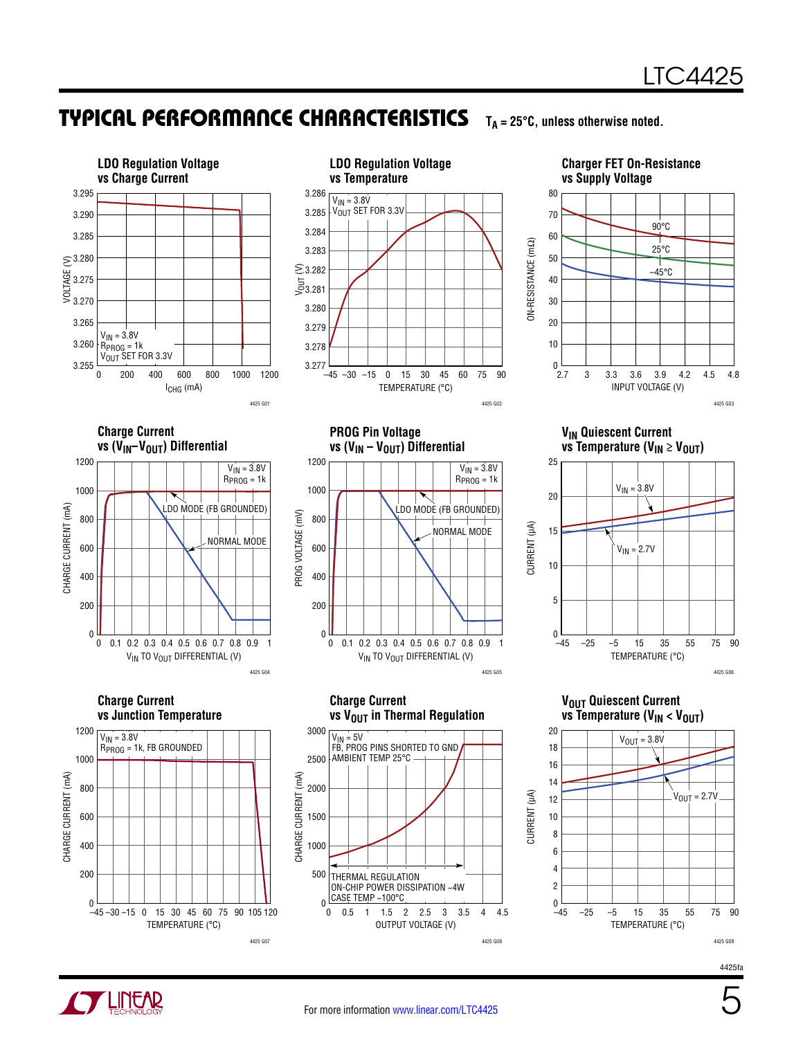## TYPICAL PERFORMANCE CHARACTERISTICS

$T_A$ = 25°C, unless otherwise noted.

**LDO Regulation Voltage vs Charge Current**

VOLTAGE (V) vs $I_{CHG}$ (mA); $V_{IN}$ = 3.8V, $R_{PROG}$ = 1k, $V_{OUT}$ SET FOR 3.3V

4425 G01

**LDO Regulation Voltage vs Temperature**

$V_{OUT}$ (V) vs TEMPERATURE (°C); $V_{IN}$ = 3.8V, $V_{OUT}$ SET FOR 3.3V

4425 G02

**Charger FET On-Resistance vs Supply Voltage**

ON-RESISTANCE (mΩ) vs INPUT VOLTAGE (V); 90°C, 25°C, –45°C

4425 G03

**Charge Current vs ($V_{IN}$–$V_{OUT}$) Differential**

CHARGE CURRENT (mA) vs $V_{IN}$ TO $V_{OUT}$ DIFFERENTIAL (V); $V_{IN}$ = 3.8V, $R_{PROG}$ = 1k; LDO MODE (FB GROUNDED), NORMAL MODE

4425 G04

**PROG Pin Voltage vs ($V_{IN}$ – $V_{OUT}$) Differential**

PROG VOLTAGE (mV) vs $V_{IN}$ TO $V_{OUT}$ DIFFERENTIAL (V); $V_{IN}$ = 3.8V, $R_{PROG}$ = 1k; LDO MODE (FB GROUNDED), NORMAL MODE

4425 G05

**$V_{IN}$ Quiescent Current vs Temperature ($V_{IN}$ ≥ $V_{OUT}$)**

CURRENT (µA) vs TEMPERATURE (°C); $V_{IN}$ = 3.8V, $V_{IN}$ = 2.7V

4425 G06

**Charge Current vs Junction Temperature**

CHARGE CURRENT (mA) vs TEMPERATURE (°C); $V_{IN}$ = 3.8V, $R_{PROG}$ = 1k, FB GROUNDED

4425 G07

**Charge Current vs $V_{OUT}$ in Thermal Regulation**

CHARGE CURRENT (mA) vs OUTPUT VOLTAGE (V); $V_{IN}$ = 5V, FB, PROG PINS SHORTED TO GND, AMBIENT TEMP 25°C; THERMAL REGULATION, ON-CHIP POWER DISSIPATION ~4W, CASE TEMP ~100°C

4425 G08

**$V_{OUT}$ Quiescent Current vs Temperature ($V_{IN}$ < $V_{OUT}$)**

CURRENT (µA) vs TEMPERATURE (°C); $V_{OUT}$ = 3.8V, $V_{OUT}$ = 2.7V

4425 G09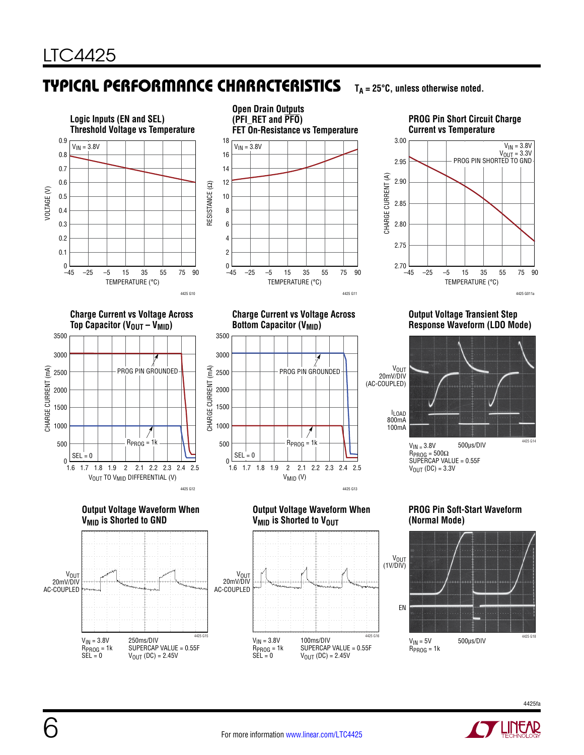## TYPICAL PERFORMANCE CHARACTERISTICS

$T_A$ = 25°C, unless otherwise noted.

**Logic Inputs (EN and SEL) Threshold Voltage vs Temperature**

VIN = 3.8V

VOLTAGE (V) vs TEMPERATURE (°C)

4425 G10

**Open Drain Outputs (PFI_RET and $\overline{PFO}$) FET On-Resistance vs Temperature**

VIN = 3.8V

RESISTANCE (Ω) vs TEMPERATURE (°C)

4425 G11

**PROG Pin Short Circuit Charge Current vs Temperature**

VIN = 3.8V, VOUT = 3.3V, PROG PIN SHORTED TO GND

CHARGE CURRENT (A) vs TEMPERATURE (°C)

4425 G011a

**Charge Current vs Voltage Across Top Capacitor ($V_{OUT}$ – $V_{MID}$)**

PROG PIN GROUNDED; $R_{PROG}$ = 1k; SEL = 0

CHARGE CURRENT (mA) vs $V_{OUT}$ TO $V_{MID}$ DIFFERENTIAL (V)

4425 G12

**Charge Current vs Voltage Across Bottom Capacitor ($V_{MID}$)**

PROG PIN GROUNDED; $R_{PROG}$ = 1k; SEL = 0

CHARGE CURRENT (mA) vs $V_{MID}$ (V)

4425 G13

**Output Voltage Transient Step Response Waveform (LDO Mode)**

$V_{OUT}$ 20mV/DIV (AC-COUPLED); $I_{LOAD}$ 800mA 100mA

$V_{IN}$ = 3.8V, 500µs/DIV, $R_{PROG}$ = 500Ω, SUPERCAP VALUE = 0.55F, $V_{OUT}$ (DC) = 3.3V

4425 G14

**Output Voltage Waveform When $V_{MID}$ is Shorted to GND**

$V_{OUT}$ 20mV/DIV AC-COUPLED

$V_{IN}$ = 3.8V, $R_{PROG}$ = 1k, SEL = 0, 250ms/DIV, SUPERCAP VALUE = 0.55F, $V_{OUT}$ (DC) = 2.45V

4425 G15

**Output Voltage Waveform When $V_{MID}$ is Shorted to $V_{OUT}$**

$V_{OUT}$ 20mV/DIV AC-COUPLED

$V_{IN}$ = 3.8V, $R_{PROG}$ = 1k, SEL = 0, 100ms/DIV, SUPERCAP VALUE = 0.55F, $V_{OUT}$ (DC) = 2.45V

4425 G16

**PROG Pin Soft-Start Waveform (Normal Mode)**

$V_{OUT}$ (1V/DIV); EN

$V_{IN}$ = 5V, $R_{PROG}$ = 1k, 500µs/DIV

4425 G18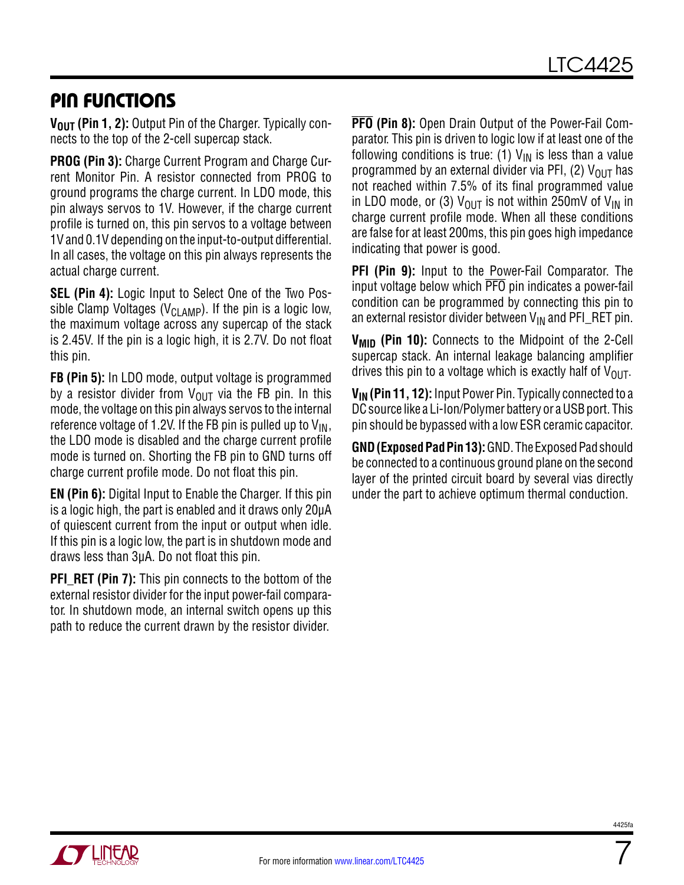## PIN FUNCTIONS

**$V_{OUT}$ (Pin 1, 2):** Output Pin of the Charger. Typically connects to the top of the 2-cell supercap stack.

**PROG (Pin 3):** Charge Current Program and Charge Current Monitor Pin. A resistor connected from PROG to ground programs the charge current. In LDO mode, this pin always servos to 1V. However, if the charge current profile is turned on, this pin servos to a voltage between 1V and 0.1V depending on the input-to-output differential. In all cases, the voltage on this pin always represents the actual charge current.

**SEL (Pin 4):** Logic Input to Select One of the Two Possible Clamp Voltages ($V_{CLAMP}$). If the pin is a logic low, the maximum voltage across any supercap of the stack is 2.45V. If the pin is a logic high, it is 2.7V. Do not float this pin.

**FB (Pin 5):** In LDO mode, output voltage is programmed by a resistor divider from $V_{OUT}$ via the FB pin. In this mode, the voltage on this pin always servos to the internal reference voltage of 1.2V. If the FB pin is pulled up to $V_{IN}$, the LDO mode is disabled and the charge current profile mode is turned on. Shorting the FB pin to GND turns off charge current profile mode. Do not float this pin.

**EN (Pin 6):** Digital Input to Enable the Charger. If this pin is a logic high, the part is enabled and it draws only 20µA of quiescent current from the input or output when idle. If this pin is a logic low, the part is in shutdown mode and draws less than 3µA. Do not float this pin.

**PFI_RET (Pin 7):** This pin connects to the bottom of the external resistor divider for the input power-fail comparator. In shutdown mode, an internal switch opens up this path to reduce the current drawn by the resistor divider.

**$\overline{PFO}$ (Pin 8):** Open Drain Output of the Power-Fail Comparator. This pin is driven to logic low if at least one of the following conditions is true: (1) $V_{IN}$ is less than a value programmed by an external divider via PFI, (2) $V_{OUT}$ has not reached within 7.5% of its final programmed value in LDO mode, or (3) $V_{OUT}$ is not within 250mV of $V_{IN}$ in charge current profile mode. When all these conditions are false for at least 200ms, this pin goes high impedance indicating that power is good.

**PFI (Pin 9):** Input to the Power-Fail Comparator. The input voltage below which $\overline{PFO}$ pin indicates a power-fail condition can be programmed by connecting this pin to an external resistor divider between $V_{IN}$ and PFI_RET pin.

**$V_{MID}$ (Pin 10):** Connects to the Midpoint of the 2-Cell supercap stack. An internal leakage balancing amplifier drives this pin to a voltage which is exactly half of $V_{OUT}$.

**$V_{IN}$ (Pin 11, 12):** Input Power Pin. Typically connected to a DC source like a Li-Ion/Polymer battery or a USB port. This pin should be bypassed with a low ESR ceramic capacitor.

**GND (Exposed Pad Pin 13):** GND. The Exposed Pad should be connected to a continuous ground plane on the second layer of the printed circuit board by several vias directly under the part to achieve optimum thermal conduction.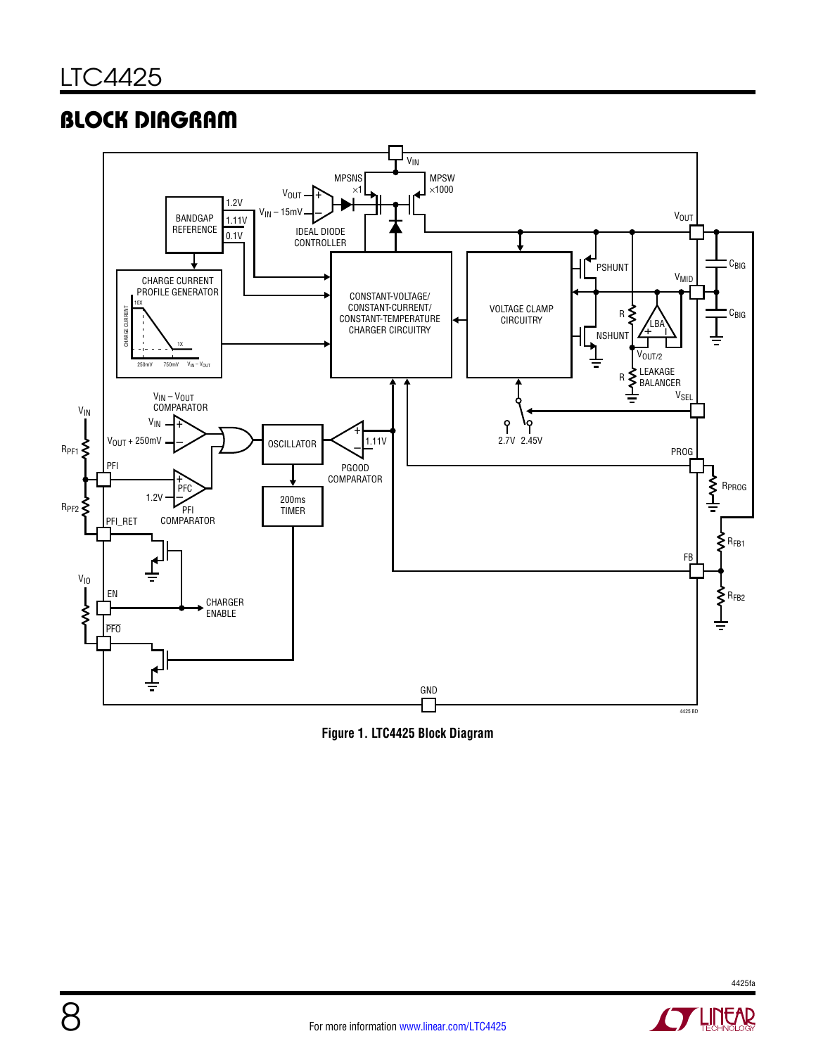## BLOCK DIAGRAM

Figure 1. LTC4425 Block Diagram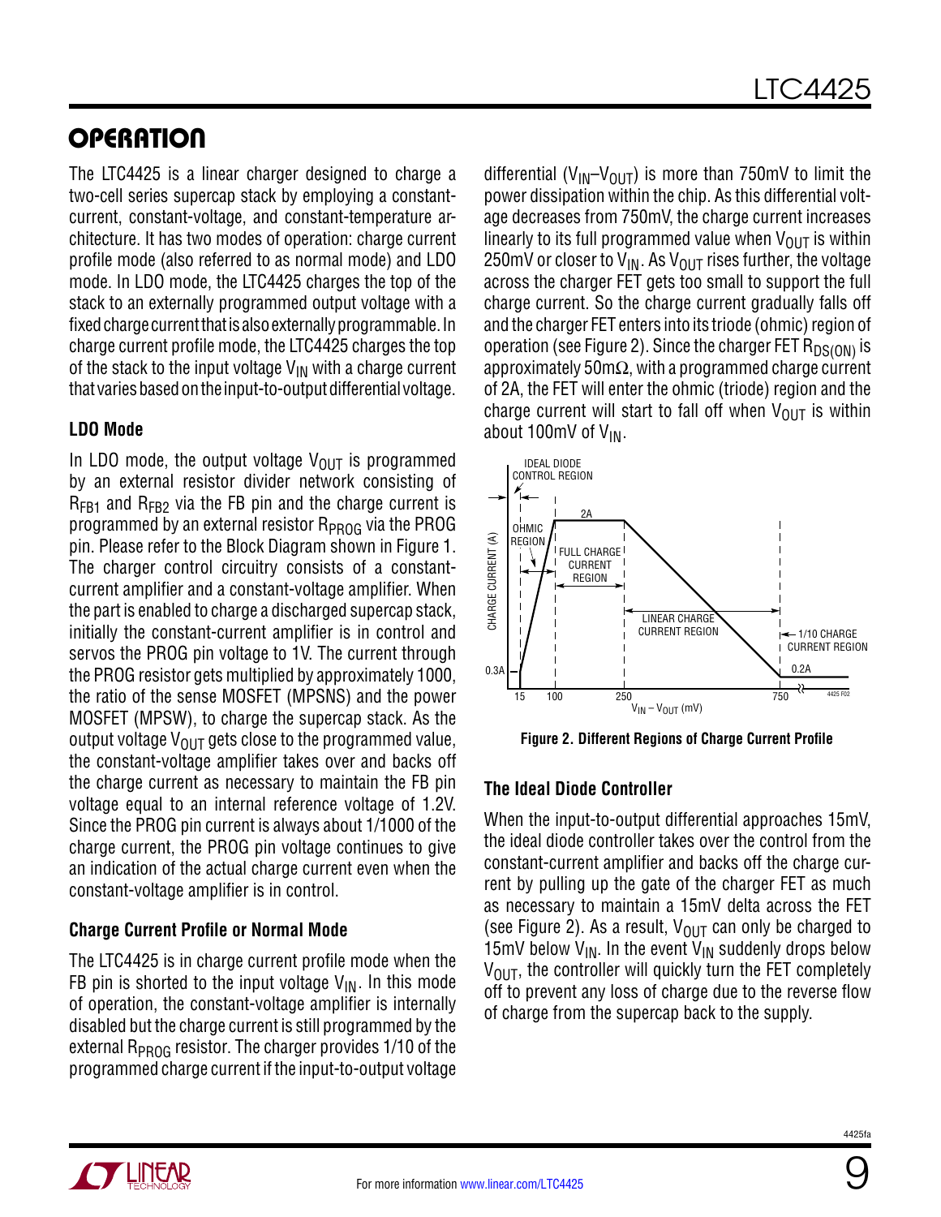## OPERATION

The LTC4425 is a linear charger designed to charge a two-cell series supercap stack by employing a constant-current, constant-voltage, and constant-temperature architecture. It has two modes of operation: charge current profile mode (also referred to as normal mode) and LDO mode. In LDO mode, the LTC4425 charges the top of the stack to an externally programmed output voltage with a fixed charge current that is also externally programmable. In charge current profile mode, the LTC4425 charges the top of the stack to the input voltage $V_{IN}$ with a charge current that varies based on the input-to-output differential voltage.

### LDO Mode

In LDO mode, the output voltage $V_{OUT}$ is programmed by an external resistor divider network consisting of $R_{FB1}$ and $R_{FB2}$ via the FB pin and the charge current is programmed by an external resistor $R_{PROG}$ via the PROG pin. Please refer to the Block Diagram shown in Figure 1. The charger control circuitry consists of a constant-current amplifier and a constant-voltage amplifier. When the part is enabled to charge a discharged supercap stack, initially the constant-current amplifier is in control and servos the PROG pin voltage to 1V. The current through the PROG resistor gets multiplied by approximately 1000, the ratio of the sense MOSFET (MPSNS) and the power MOSFET (MPSW), to charge the supercap stack. As the output voltage $V_{OUT}$ gets close to the programmed value, the constant-voltage amplifier takes over and backs off the charge current as necessary to maintain the FB pin voltage equal to an internal reference voltage of 1.2V. Since the PROG pin current is always about 1/1000 of the charge current, the PROG pin voltage continues to give an indication of the actual charge current even when the constant-voltage amplifier is in control.

### Charge Current Profile or Normal Mode

The LTC4425 is in charge current profile mode when the FB pin is shorted to the input voltage $V_{IN}$. In this mode of operation, the constant-voltage amplifier is internally disabled but the charge current is still programmed by the external $R_{PROG}$ resistor. The charger provides 1/10 of the programmed charge current if the input-to-output voltage differential ($V_{IN}$–$V_{OUT}$) is more than 750mV to limit the power dissipation within the chip. As this differential voltage decreases from 750mV, the charge current increases linearly to its full programmed value when $V_{OUT}$ is within 250mV or closer to $V_{IN}$. As $V_{OUT}$ rises further, the voltage across the charger FET gets too small to support the full charge current. So the charge current gradually falls off and the charger FET enters into its triode (ohmic) region of operation (see Figure 2). Since the charger FET $R_{DS(ON)}$ is approximately 50mΩ, with a programmed charge current of 2A, the FET will enter the ohmic (triode) region and the charge current will start to fall off when $V_{OUT}$ is within about 100mV of $V_{IN}$.

Figure 2. Different Regions of Charge Current Profile

### The Ideal Diode Controller

When the input-to-output differential approaches 15mV, the ideal diode controller takes over the control from the constant-current amplifier and backs off the charge current by pulling up the gate of the charger FET as much as necessary to maintain a 15mV delta across the FET (see Figure 2). As a result, $V_{OUT}$ can only be charged to 15mV below $V_{IN}$. In the event $V_{IN}$ suddenly drops below $V_{OUT}$, the controller will quickly turn the FET completely off to prevent any loss of charge due to the reverse flow of charge from the supercap back to the supply.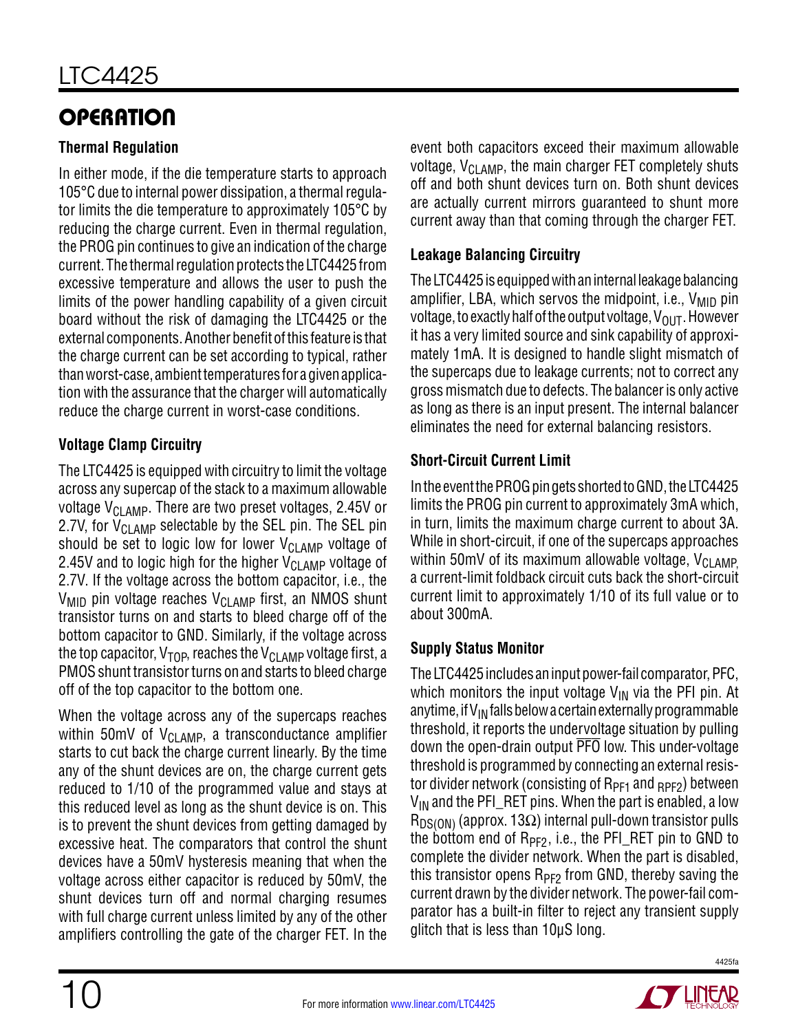## OPERATION

### Thermal Regulation

In either mode, if the die temperature starts to approach 105°C due to internal power dissipation, a thermal regulator limits the die temperature to approximately 105°C by reducing the charge current. Even in thermal regulation, the PROG pin continues to give an indication of the charge current. The thermal regulation protects the LTC4425 from excessive temperature and allows the user to push the limits of the power handling capability of a given circuit board without the risk of damaging the LTC4425 or the external components. Another benefit of this feature is that the charge current can be set according to typical, rather than worst-case, ambient temperatures for a given application with the assurance that the charger will automatically reduce the charge current in worst-case conditions.

### Voltage Clamp Circuitry

The LTC4425 is equipped with circuitry to limit the voltage across any supercap of the stack to a maximum allowable voltage $V_{CLAMP}$. There are two preset voltages, 2.45V or 2.7V, for $V_{CLAMP}$ selectable by the SEL pin. The SEL pin should be set to logic low for lower $V_{CLAMP}$ voltage of 2.45V and to logic high for the higher $V_{CLAMP}$ voltage of 2.7V. If the voltage across the bottom capacitor, i.e., the $V_{MID}$ pin voltage reaches $V_{CLAMP}$ first, an NMOS shunt transistor turns on and starts to bleed charge off of the bottom capacitor to GND. Similarly, if the voltage across the top capacitor, $V_{TOP}$, reaches the $V_{CLAMP}$ voltage first, a PMOS shunt transistor turns on and starts to bleed charge off of the top capacitor to the bottom one.

When the voltage across any of the supercaps reaches within 50mV of $V_{CLAMP}$, a transconductance amplifier starts to cut back the charge current linearly. By the time any of the shunt devices are on, the charge current gets reduced to 1/10 of the programmed value and stays at this reduced level as long as the shunt device is on. This is to prevent the shunt devices from getting damaged by excessive heat. The comparators that control the shunt devices have a 50mV hysteresis meaning that when the voltage across either capacitor is reduced by 50mV, the shunt devices turn off and normal charging resumes with full charge current unless limited by any of the other amplifiers controlling the gate of the charger FET. In the event both capacitors exceed their maximum allowable voltage, $V_{CLAMP}$, the main charger FET completely shuts off and both shunt devices turn on. Both shunt devices are actually current mirrors guaranteed to shunt more current away than that coming through the charger FET.

### Leakage Balancing Circuitry

The LTC4425 is equipped with an internal leakage balancing amplifier, LBA, which servos the midpoint, i.e., $V_{MID}$ pin voltage, to exactly half of the output voltage, $V_{OUT}$. However it has a very limited source and sink capability of approximately 1mA. It is designed to handle slight mismatch of the supercaps due to leakage currents; not to correct any gross mismatch due to defects. The balancer is only active as long as there is an input present. The internal balancer eliminates the need for external balancing resistors.

### Short-Circuit Current Limit

In the event the PROG pin gets shorted to GND, the LTC4425 limits the PROG pin current to approximately 3mA which, in turn, limits the maximum charge current to about 3A. While in short-circuit, if one of the supercaps approaches within 50mV of its maximum allowable voltage, $V_{CLAMP}$, a current-limit foldback circuit cuts back the short-circuit current limit to approximately 1/10 of its full value or to about 300mA.

### Supply Status Monitor

The LTC4425 includes an input power-fail comparator, PFC, which monitors the input voltage $V_{IN}$ via the PFI pin. At anytime, if $V_{IN}$ falls below a certain externally programmable threshold, it reports the undervoltage situation by pulling down the open-drain output $\overline{\text{PFO}}$ low. This under-voltage threshold is programmed by connecting an external resistor divider network (consisting of $R_{PF1}$ and $_{RPF2}$) between $V_{IN}$ and the PFI_RET pins. When the part is enabled, a low $R_{DS(ON)}$ (approx. 13Ω) internal pull-down transistor pulls the bottom end of $R_{PF2}$, i.e., the PFI_RET pin to GND to complete the divider network. When the part is disabled, this transistor opens $R_{PF2}$ from GND, thereby saving the current drawn by the divider network. The power-fail comparator has a built-in filter to reject any transient supply glitch that is less than 10µS long.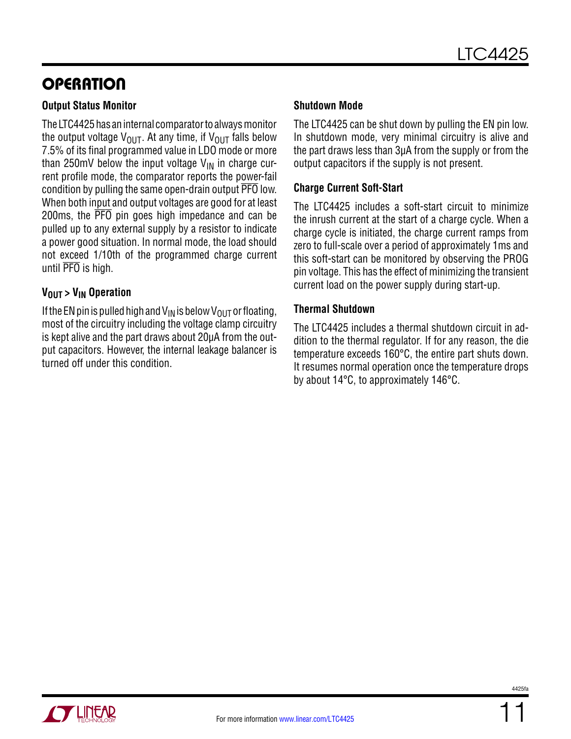## OPERATION

### Output Status Monitor

The LTC4425 has an internal comparator to always monitor the output voltage $V_{OUT}$. At any time, if $V_{OUT}$ falls below 7.5% of its final programmed value in LDO mode or more than 250mV below the input voltage $V_{IN}$ in charge current profile mode, the comparator reports the power-fail condition by pulling the same open-drain output $\overline{PFO}$ low. When both input and output voltages are good for at least 200ms, the $\overline{PFO}$ pin goes high impedance and can be pulled up to any external supply by a resistor to indicate a power good situation. In normal mode, the load should not exceed 1/10th of the programmed charge current until $\overline{PFO}$ is high.

### $V_{OUT} > V_{IN}$ Operation

If the EN pin is pulled high and $V_{IN}$ is below $V_{OUT}$ or floating, most of the circuitry including the voltage clamp circuitry is kept alive and the part draws about 20μA from the output capacitors. However, the internal leakage balancer is turned off under this condition.

### Shutdown Mode

The LTC4425 can be shut down by pulling the EN pin low. In shutdown mode, very minimal circuitry is alive and the part draws less than 3μA from the supply or from the output capacitors if the supply is not present.

### Charge Current Soft-Start

The LTC4425 includes a soft-start circuit to minimize the inrush current at the start of a charge cycle. When a charge cycle is initiated, the charge current ramps from zero to full-scale over a period of approximately 1ms and this soft-start can be monitored by observing the PROG pin voltage. This has the effect of minimizing the transient current load on the power supply during start-up.

### Thermal Shutdown

The LTC4425 includes a thermal shutdown circuit in addition to the thermal regulator. If for any reason, the die temperature exceeds 160°C, the entire part shuts down. It resumes normal operation once the temperature drops by about 14°C, to approximately 146°C.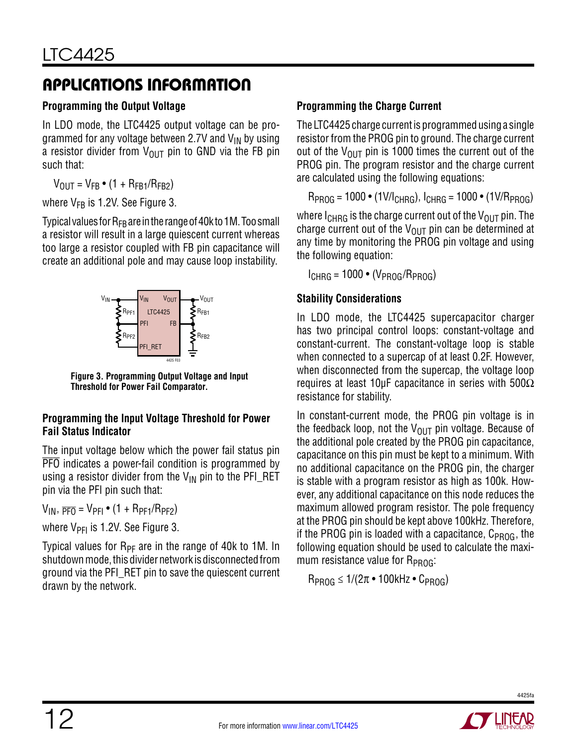## APPLICATIONS INFORMATION

### Programming the Output Voltage

In LDO mode, the LTC4425 output voltage can be programmed for any voltage between 2.7V and $V_{IN}$ by using a resistor divider from $V_{OUT}$ pin to GND via the FB pin such that:

$$V_{OUT} = V_{FB} \bullet (1 + R_{FB1}/R_{FB2})$$

where $V_{FB}$ is 1.2V. See Figure 3.

Typical values for $R_{FB}$ are in the range of 40k to 1M. Too small a resistor will result in a large quiescent current whereas too large a resistor coupled with FB pin capacitance will create an additional pole and may cause loop instability.

**Figure 3. Programming Output Voltage and Input Threshold for Power Fail Comparator.**

### Programming the Input Voltage Threshold for Power Fail Status Indicator

The input voltage below which the power fail status pin $\overline{PFO}$ indicates a power-fail condition is programmed by using a resistor divider from the $V_{IN}$ pin to the PFI_RET pin via the PFI pin such that:

$$V_{IN,\ \overline{PFO}} = V_{PFI} \bullet (1 + R_{PF1}/R_{PF2})$$

where $V_{PFI}$ is 1.2V. See Figure 3.

Typical values for $R_{PF}$ are in the range of 40k to 1M. In shutdown mode, this divider network is disconnected from ground via the PFI_RET pin to save the quiescent current drawn by the network.

### Programming the Charge Current

The LTC4425 charge current is programmed using a single resistor from the PROG pin to ground. The charge current out of the $V_{OUT}$ pin is 1000 times the current out of the PROG pin. The program resistor and the charge current are calculated using the following equations:

$$R_{PROG} = 1000 \bullet (1V/I_{CHRG}),\ I_{CHRG} = 1000 \bullet (1V/R_{PROG})$$

where $I_{CHRG}$ is the charge current out of the $V_{OUT}$ pin. The charge current out of the $V_{OUT}$ pin can be determined at any time by monitoring the PROG pin voltage and using the following equation:

$$I_{CHRG} = 1000 \bullet (V_{PROG}/R_{PROG})$$

### Stability Considerations

In LDO mode, the LTC4425 supercapacitor charger has two principal control loops: constant-voltage and constant-current. The constant-voltage loop is stable when connected to a supercap of at least 0.2F. However, when disconnected from the supercap, the voltage loop requires at least 10µF capacitance in series with 500Ω resistance for stability.

In constant-current mode, the PROG pin voltage is in the feedback loop, not the $V_{OUT}$ pin voltage. Because of the additional pole created by the PROG pin capacitance, capacitance on this pin must be kept to a minimum. With no additional capacitance on the PROG pin, the charger is stable with a program resistor as high as 100k. However, any additional capacitance on this node reduces the maximum allowed program resistor. The pole frequency at the PROG pin should be kept above 100kHz. Therefore, if the PROG pin is loaded with a capacitance, $C_{PROG}$, the following equation should be used to calculate the maximum resistance value for $R_{PROG}$:

$$R_{PROG} \le 1/(2\pi \bullet 100kHz \bullet C_{PROG})$$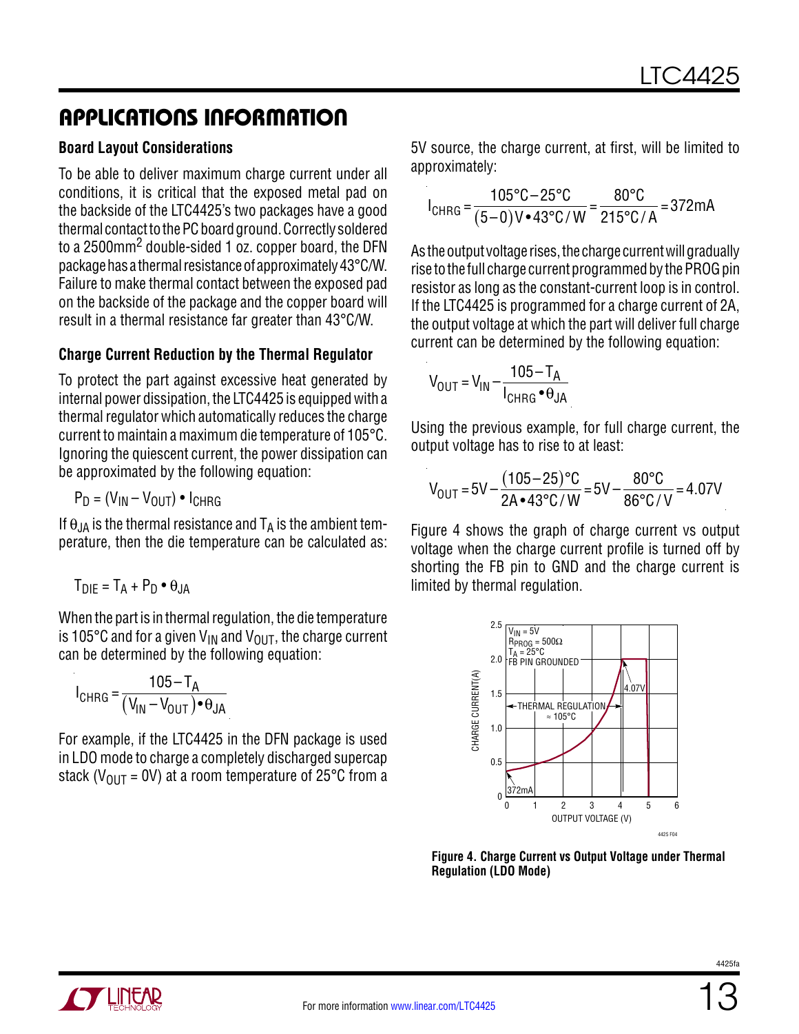## APPLICATIONS INFORMATION

### Board Layout Considerations

To be able to deliver maximum charge current under all conditions, it is critical that the exposed metal pad on the backside of the LTC4425's two packages have a good thermal contact to the PC board ground. Correctly soldered to a 2500mm$^2$ double-sided 1 oz. copper board, the DFN package has a thermal resistance of approximately 43°C/W. Failure to make thermal contact between the exposed pad on the backside of the package and the copper board will result in a thermal resistance far greater than 43°C/W.

### Charge Current Reduction by the Thermal Regulator

To protect the part against excessive heat generated by internal power dissipation, the LTC4425 is equipped with a thermal regulator which automatically reduces the charge current to maintain a maximum die temperature of 105°C. Ignoring the quiescent current, the power dissipation can be approximated by the following equation:

$$P_D = (V_{IN} – V_{OUT}) \bullet I_{CHRG}$$

If $\theta_{JA}$ is the thermal resistance and $T_A$ is the ambient temperature, then the die temperature can be calculated as:

$$T_{DIE} = T_A + P_D \bullet \theta_{JA}$$

When the part is in thermal regulation, the die temperature is 105°C and for a given $V_{IN}$ and $V_{OUT}$, the charge current can be determined by the following equation:

$$I_{CHRG} = \frac{105 - T_A}{(V_{IN} - V_{OUT}) \bullet \theta_{JA}}$$

For example, if the LTC4425 in the DFN package is used in LDO mode to charge a completely discharged supercap stack ($V_{OUT}$ = 0V) at a room temperature of 25°C from a 5V source, the charge current, at first, will be limited to approximately:

$$I_{CHRG} = \frac{105°C - 25°C}{(5-0)V \bullet 43°C/W} = \frac{80°C}{215°C/A} = 372mA$$

As the output voltage rises, the charge current will gradually rise to the full charge current programmed by the PROG pin resistor as long as the constant-current loop is in control. If the LTC4425 is programmed for a charge current of 2A, the output voltage at which the part will deliver full charge current can be determined by the following equation:

$$V_{OUT} = V_{IN} - \frac{105 - T_A}{I_{CHRG} \bullet \theta_{JA}}$$

Using the previous example, for full charge current, the output voltage has to rise to at least:

$$V_{OUT} = 5V - \frac{(105-25)°C}{2A \bullet 43°C/W} = 5V - \frac{80°C}{86°C/V} = 4.07V$$

Figure 4 shows the graph of charge current vs output voltage when the charge current profile is turned off by shorting the FB pin to GND and the charge current is limited by thermal regulation.

**Figure 4. Charge Current vs Output Voltage under Thermal Regulation (LDO Mode)**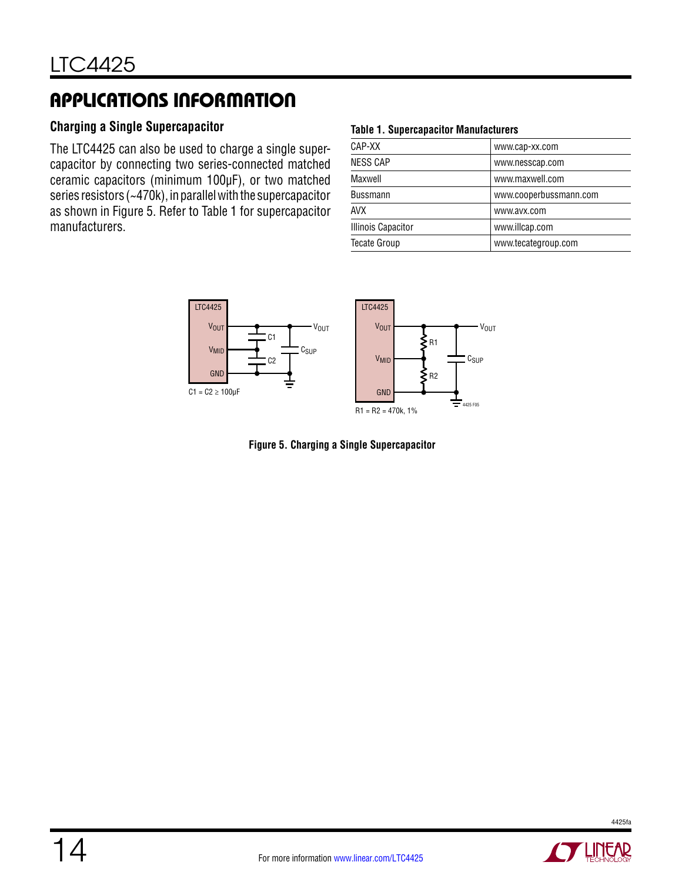## APPLICATIONS INFORMATION

### Charging a Single Supercapacitor

The LTC4425 can also be used to charge a single supercapacitor by connecting two series-connected matched ceramic capacitors (minimum 100µF), or two matched series resistors (~470k), in parallel with the supercapacitor as shown in Figure 5. Refer to Table 1 for supercapacitor manufacturers.

**Table 1. Supercapacitor Manufacturers**

| | |
|---|---|
| CAP-XX | www.cap-xx.com |
| NESS CAP | www.nesscap.com |
| Maxwell | www.maxwell.com |
| Bussmann | www.cooperbussmann.com |
| AVX | www.avx.com |
| Illinois Capacitor | www.illcap.com |
| Tecate Group | www.tecategroup.com |

$C1 = C2 \geq 100\mu F$

$R1 = R2 = 470k, 1\%$

**Figure 5. Charging a Single Supercapacitor**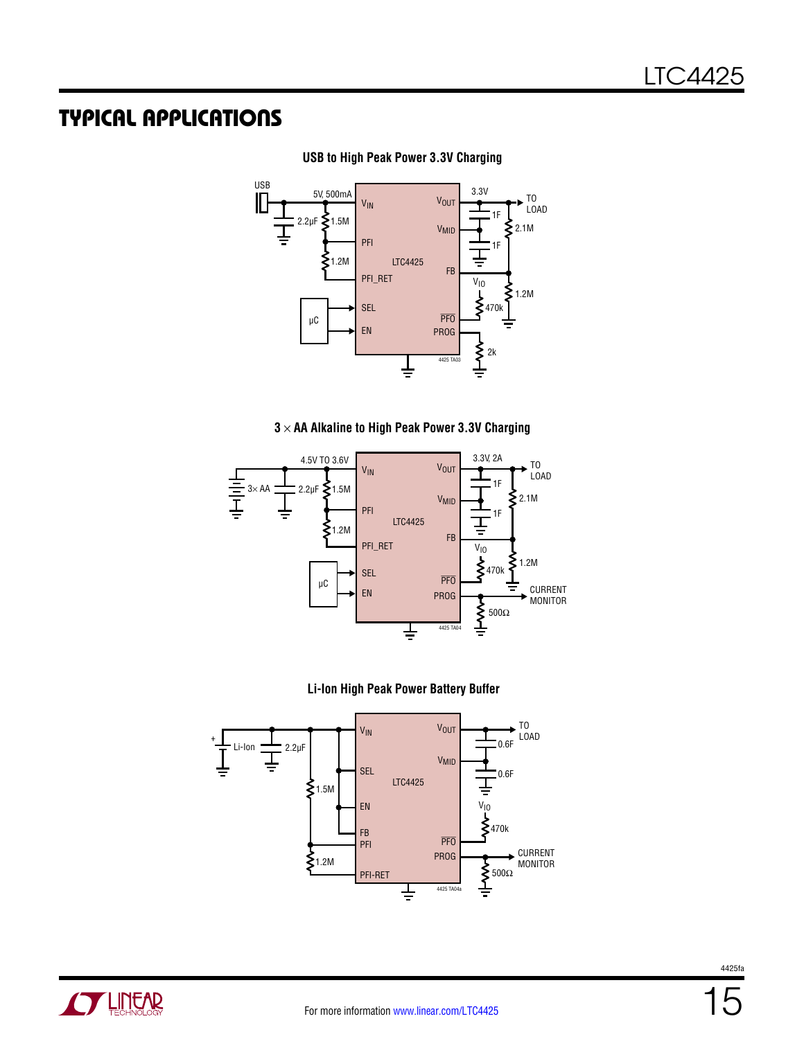## TYPICAL APPLICATIONS

**USB to High Peak Power 3.3V Charging**

USB, 5V, 500mA, 2.2µF, 1.5M, 1.2M, $V_{IN}$, PFI, PFI_RET, SEL, EN, µC, LTC4425, $V_{OUT}$, $V_{MID}$, FB, $\overline{PFO}$, PROG, 3.3V, 1F, 1F, 2.1M, 1.2M, TO LOAD, $V_{IO}$, 470k, 2k

4425 TA03

**3 × AA Alkaline to High Peak Power 3.3V Charging**

3× AA, 4.5V TO 3.6V, 2.2µF, 1.5M, 1.2M, $V_{IN}$, PFI, PFI_RET, SEL, EN, µC, LTC4425, $V_{OUT}$, $V_{MID}$, FB, $\overline{PFO}$, PROG, 3.3V, 2A, 1F, 1F, 2.1M, 1.2M, TO LOAD, $V_{IO}$, 470k, 500Ω, CURRENT MONITOR

4425 TA04

**Li-Ion High Peak Power Battery Buffer**

Li-Ion, 2.2µF, 1.5M, 1.2M, $V_{IN}$, SEL, EN, FB, PFI, PFI-RET, LTC4425, $V_{OUT}$, $V_{MID}$, $\overline{PFO}$, PROG, 0.6F, 0.6F, TO LOAD, $V_{IO}$, 470k, 500Ω, CURRENT MONITOR

4425 TA04a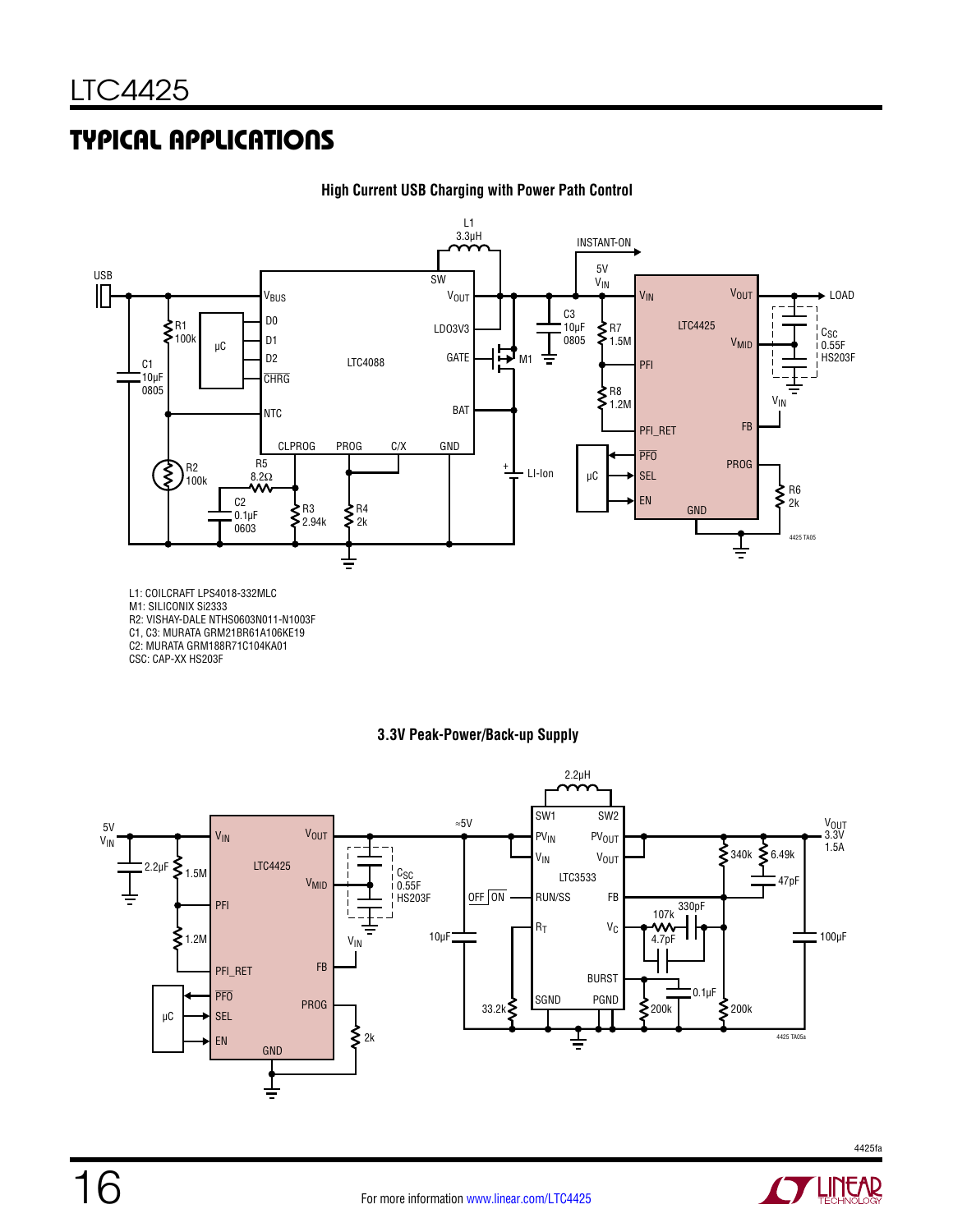## TYPICAL APPLICATIONS

**High Current USB Charging with Power Path Control**

L1: COILCRAFT LPS4018-332MLC
M1: SILICONIX Si2333
R2: VISHAY-DALE NTHS0603N011-N1003F
C1, C3: MURATA GRM21BR61A106KE19
C2: MURATA GRM188R71C104KA01
CSC: CAP-XX HS203F

**3.3V Peak-Power/Back-up Supply**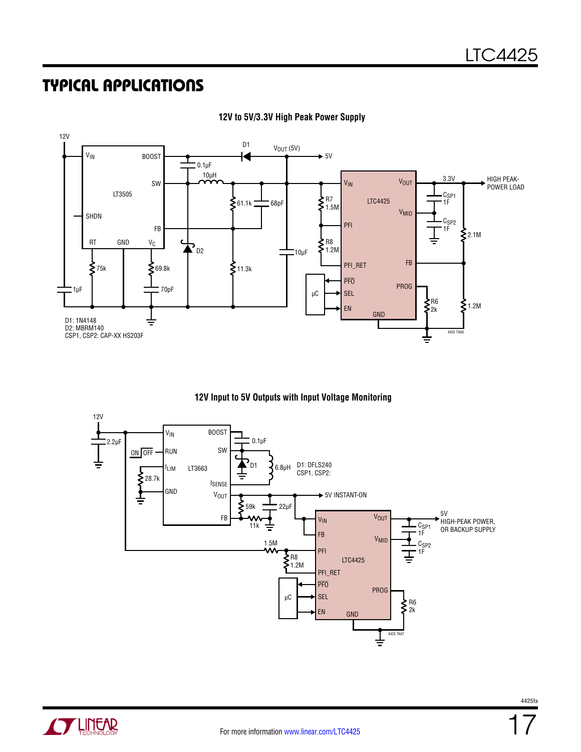## TYPICAL APPLICATIONS

**12V to 5V/3.3V High Peak Power Supply**

D1: 1N4148
D2: MBRM140
CSP1, CSP2: CAP-XX HS203F

**12V Input to 5V Outputs with Input Voltage Monitoring**

D1: DFLS240
CSP1, CSP2: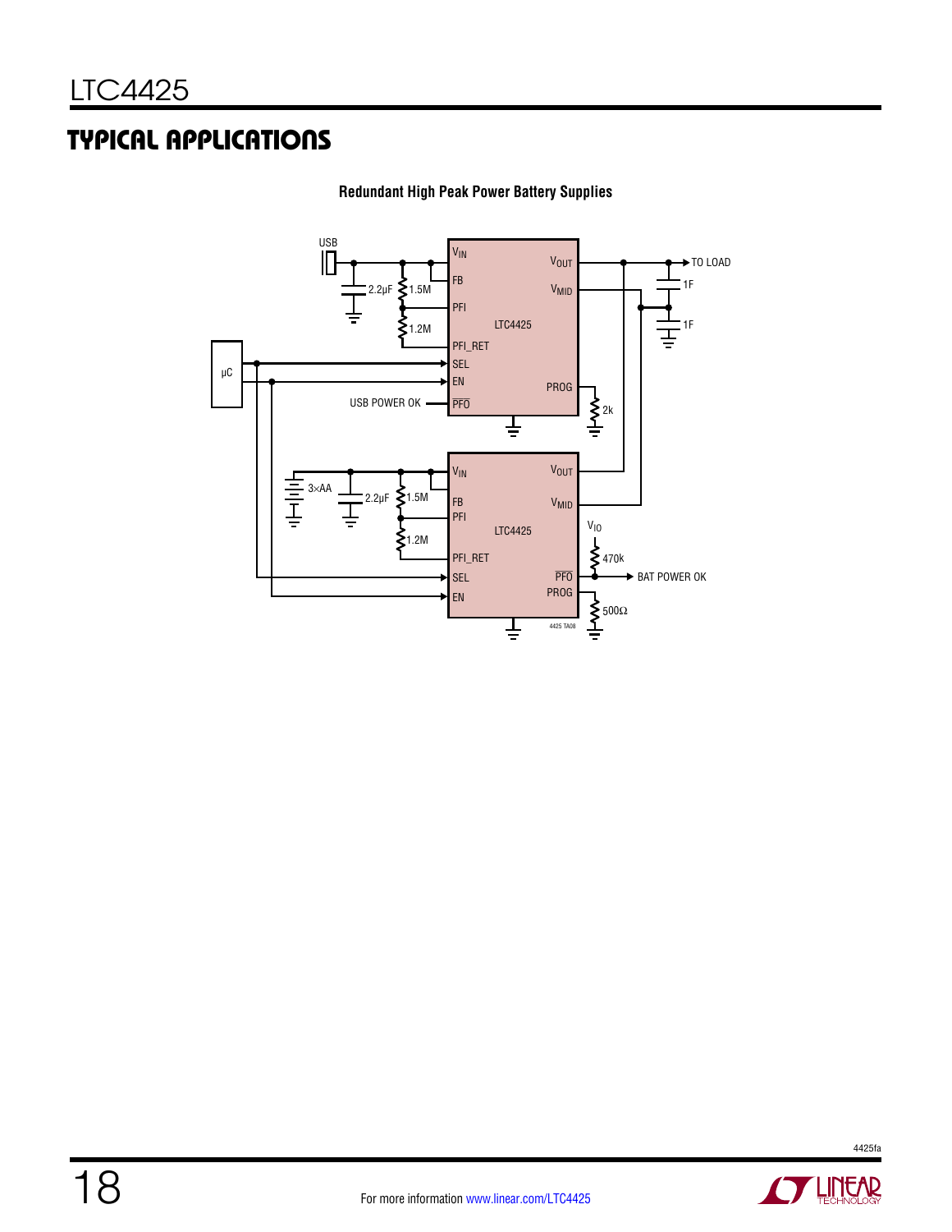## TYPICAL APPLICATIONS

**Redundant High Peak Power Battery Supplies**

USB | 2.2µF | 1.5M | 1.2M | $V_{IN}$ | FB | PFI | PFI_RET | SEL | EN | $\overline{PFO}$ | LTC4425 | $V_{OUT}$ | $V_{MID}$ | PROG | 2k | TO LOAD | 1F | 1F | µC | USB POWER OK

3×AA | 2.2µF | 1.5M | 1.2M | $V_{IN}$ | FB | PFI | PFI_RET | SEL | EN | LTC4425 | $V_{OUT}$ | $V_{MID}$ | $V_{IO}$ | 470k | $\overline{PFO}$ | BAT POWER OK | PROG | 500Ω

4425 TA08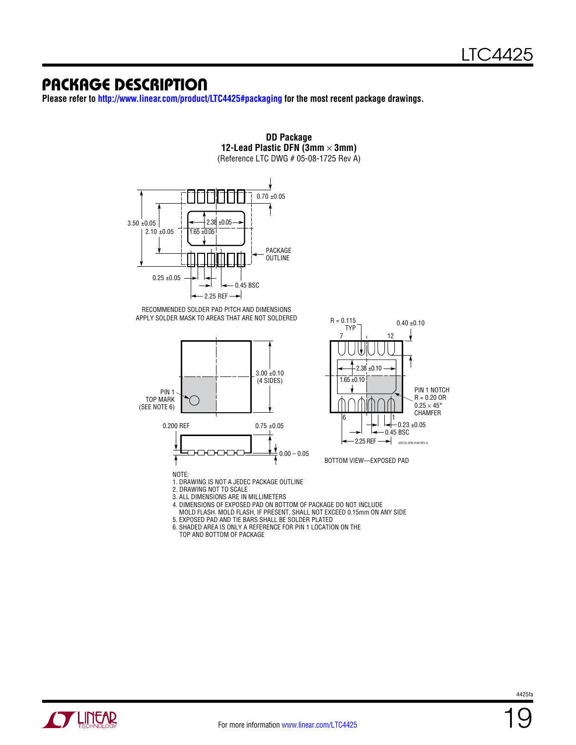## PACKAGE DESCRIPTION

**Please refer to http://www.linear.com/product/LTC4425#packaging for the most recent package drawings.**

**DD Package**
**12-Lead Plastic DFN (3mm × 3mm)**
(Reference LTC DWG # 05-08-1725 Rev A)

0.70 ±0.05
3.50 ±0.05
2.10 ±0.05
2.38 ±0.05
1.65 ±0.05
PACKAGE OUTLINE
0.25 ±0.05
0.45 BSC
2.25 REF

RECOMMENDED SOLDER PAD PITCH AND DIMENSIONS
APPLY SOLDER MASK TO AREAS THAT ARE NOT SOLDERED

3.00 ±0.10 (4 SIDES)
PIN 1 TOP MARK (SEE NOTE 6)
0.200 REF
0.75 ±0.05
0.00 – 0.05

R = 0.115 TYP
0.40 ±0.10
7
12
2.38 ±0.10
1.65 ±0.10
PIN 1 NOTCH R = 0.20 OR 0.25 × 45° CHAMFER
6
1
0.23 ±0.05
0.45 BSC
2.25 REF
(DD12) DFN 0106 REV A

BOTTOM VIEW—EXPOSED PAD

NOTE:
1. DRAWING IS NOT A JEDEC PACKAGE OUTLINE
2. DRAWING NOT TO SCALE
3. ALL DIMENSIONS ARE IN MILLIMETERS
4. DIMENSIONS OF EXPOSED PAD ON BOTTOM OF PACKAGE DO NOT INCLUDE MOLD FLASH. MOLD FLASH, IF PRESENT, SHALL NOT EXCEED 0.15mm ON ANY SIDE
5. EXPOSED PAD AND TIE BARS SHALL BE SOLDER PLATED
6. SHADED AREA IS ONLY A REFERENCE FOR PIN 1 LOCATION ON THE TOP AND BOTTOM OF PACKAGE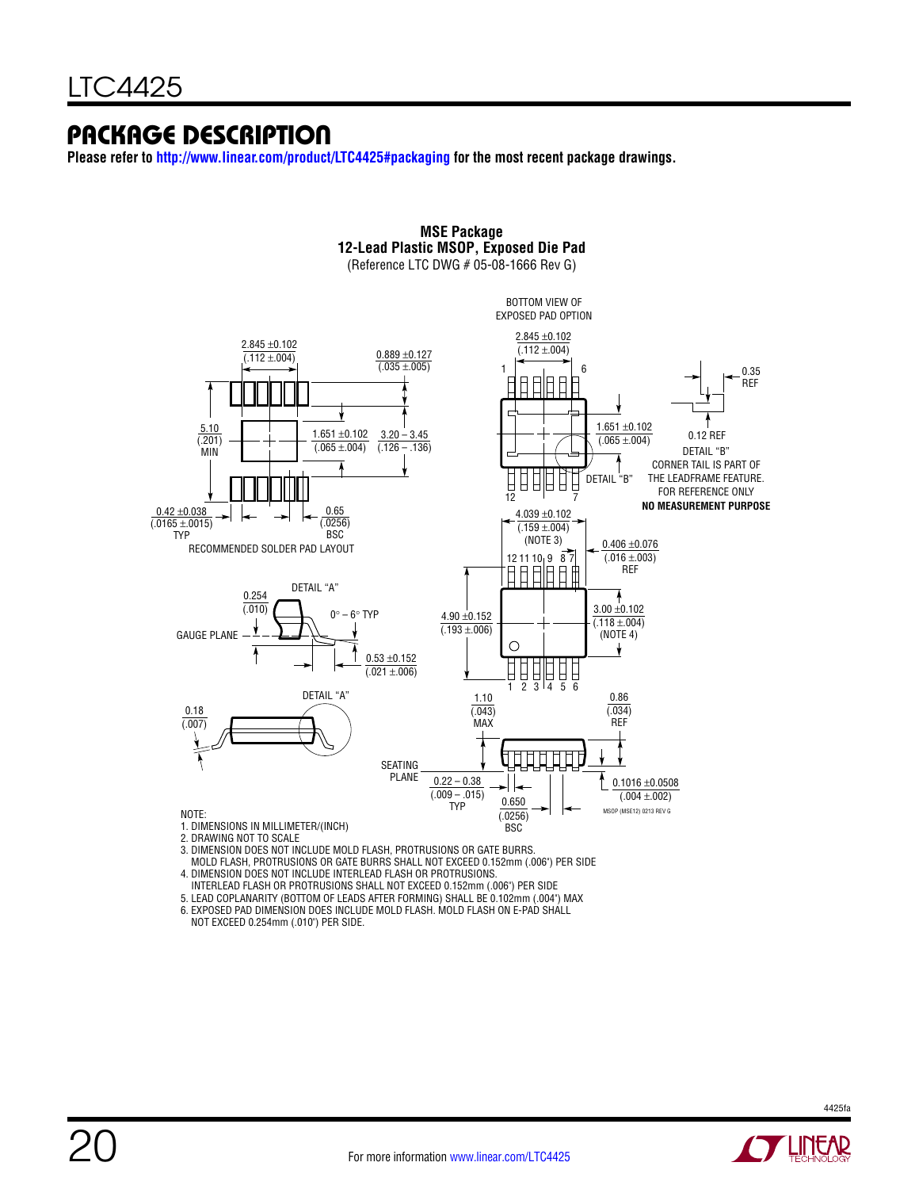# PACKAGE DESCRIPTION

**Please refer to http://www.linear.com/product/LTC4425#packaging for the most recent package drawings.**

**MSE Package**
**12-Lead Plastic MSOP, Exposed Die Pad**
(Reference LTC DWG # 05-08-1666 Rev G)

RECOMMENDED SOLDER PAD LAYOUT

2.845 ±0.102 (.112 ±.004)
0.889 ±0.127 (.035 ±.005)
5.10 (.201) MIN
1.651 ±0.102 (.065 ±.004)
3.20 – 3.45 (.126 – .136)
0.42 ±0.038 (.0165 ±.0015) TYP
0.65 (.0256) BSC

BOTTOM VIEW OF EXPOSED PAD OPTION

2.845 ±0.102 (.112 ±.004)
1.651 ±0.102 (.065 ±.004)
DETAIL "B"
0.35 REF
0.12 REF
DETAIL "B"
CORNER TAIL IS PART OF THE LEADFRAME FEATURE. FOR REFERENCE ONLY
**NO MEASUREMENT PURPOSE**

4.039 ±0.102 (.159 ±.004) (NOTE 3)
0.406 ±0.076 (.016 ±.003) REF
4.90 ±0.152 (.193 ±.006)
3.00 ±0.102 (.118 ±.004) (NOTE 4)

DETAIL "A"
0.254 (.010)
GAUGE PLANE
0° – 6° TYP
0.53 ±0.152 (.021 ±.006)

DETAIL "A"
0.18 (.007)
SEATING PLANE
1.10 (.043) MAX
0.86 (.034) REF
0.22 – 0.38 (.009 – .015) TYP
0.650 (.0256) BSC
0.1016 ±0.0508 (.004 ±.002)

MSOP (MSE12) 0213 REV G

NOTE:
1. DIMENSIONS IN MILLIMETER/(INCH)
2. DRAWING NOT TO SCALE
3. DIMENSION DOES NOT INCLUDE MOLD FLASH, PROTRUSIONS OR GATE BURRS. MOLD FLASH, PROTRUSIONS OR GATE BURRS SHALL NOT EXCEED 0.152mm (.006") PER SIDE
4. DIMENSION DOES NOT INCLUDE INTERLEAD FLASH OR PROTRUSIONS. INTERLEAD FLASH OR PROTRUSIONS SHALL NOT EXCEED 0.152mm (.006") PER SIDE
5. LEAD COPLANARITY (BOTTOM OF LEADS AFTER FORMING) SHALL BE 0.102mm (.004") MAX
6. EXPOSED PAD DIMENSION DOES INCLUDE MOLD FLASH. MOLD FLASH ON E-PAD SHALL NOT EXCEED 0.254mm (.010") PER SIDE.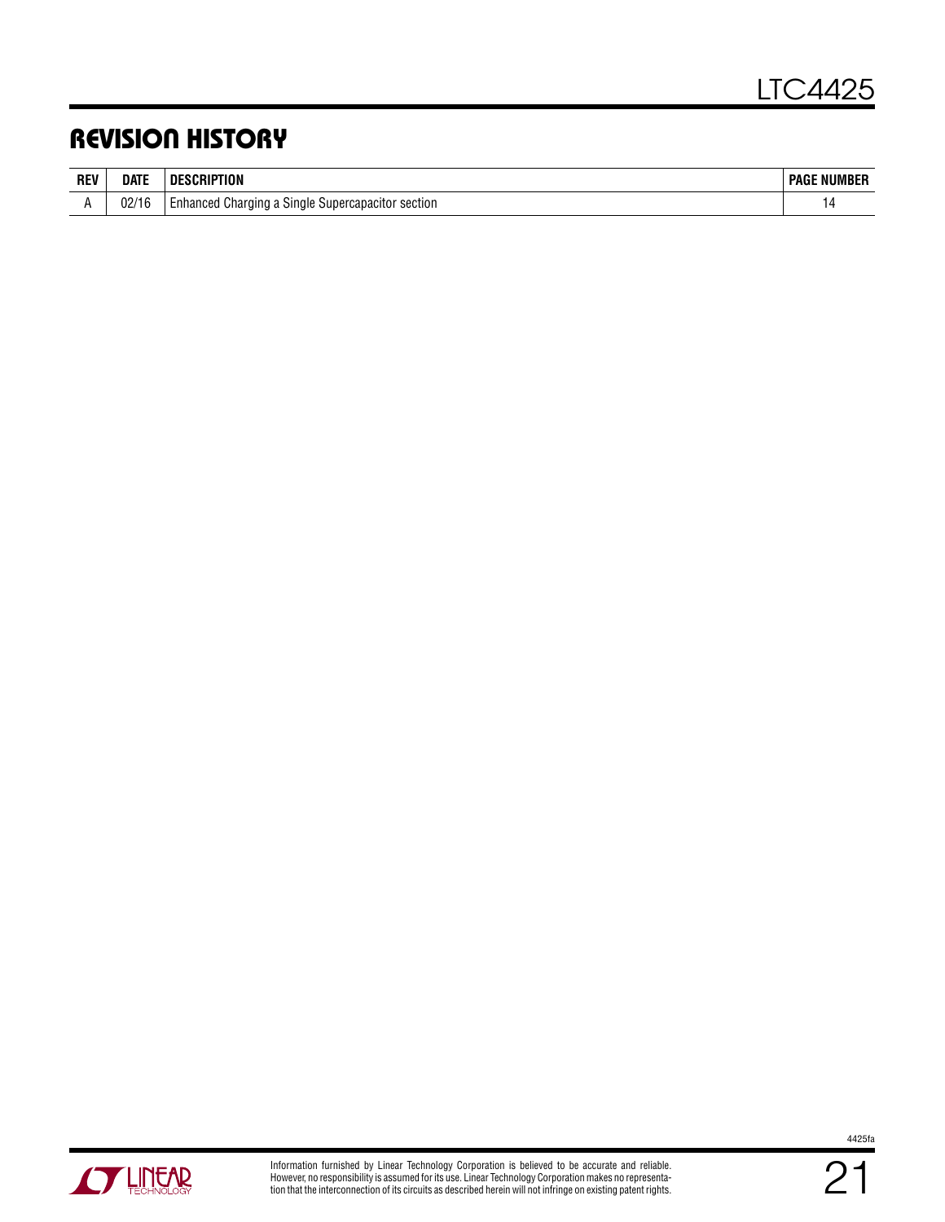## REVISION HISTORY

| REV | DATE | DESCRIPTION | PAGE NUMBER |
|---|---|---|---|
| A | 02/16 | Enhanced Charging a Single Supercapacitor section | 14 |

Information furnished by Linear Technology Corporation is believed to be accurate and reliable. However, no responsibility is assumed for its use. Linear Technology Corporation makes no representation that the interconnection of its circuits as described herein will not infringe on existing patent rights.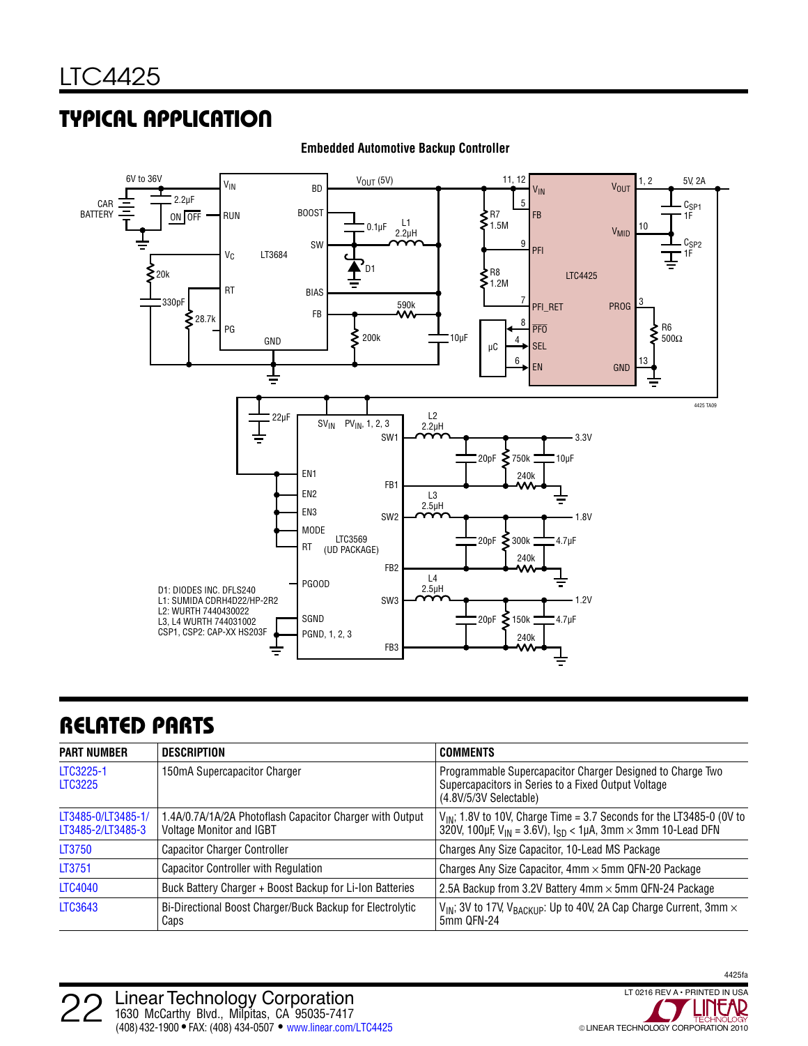## TYPICAL APPLICATION

**Embedded Automotive Backup Controller**

6V to 36V
CAR BATTERY
2.2µF
ON OFF
RUN
VIN
BD
BOOST
SW
VC
LT3684
RT
BIAS
FB
PG
GND
20k
330pF
28.7k
0.1µF
L1 2.2µH
D1
590k
200k
10µF
VOUT (5V)
11, 12
VIN
5
FB
R7 1.5M
9
PFI
R8 1.2M
7
PFI_RET
8
PFO
4
SEL
6
EN
µC
LTC4425
VOUT
1, 2
VMID
10
PROG
3
R6 500Ω
GND
13
5V, 2A
CSP1 1F
CSP2 1F
4425 TA09

22µF
SVIN
PVIN, 1, 2, 3
SW1
L2 2.2µH
3.3V
20pF
750k
10µF
240k
FB1
EN1
EN2
EN3
MODE
RT
LTC3569 (UD PACKAGE)
SW2
L3 2.5µH
1.8V
20pF
300k
4.7µF
240k
FB2
PGOOD
SW3
L4 2.5µH
1.2V
20pF
150k
4.7µF
240k
SGND
PGND, 1, 2, 3
FB3

D1: DIODES INC. DFLS240
L1: SUMIDA CDRH4D22/HP-2R2
L2: WURTH 7440430022
L3, L4 WURTH 744031002
CSP1, CSP2: CAP-XX HS203F

## RELATED PARTS

| PART NUMBER | DESCRIPTION | COMMENTS |
|---|---|---|
| LTC3225-1 LTC3225 | 150mA Supercapacitor Charger | Programmable Supercapacitor Charger Designed to Charge Two Supercapacitors in Series to a Fixed Output Voltage (4.8V/5V/3V Selectable) |
| LT3485-0/LT3485-1/ LT3485-2/LT3485-3 | 1.4A/0.7A/1A/2A Photoflash Capacitor Charger with Output Voltage Monitor and IGBT | $V_{IN}$: 1.8V to 10V, Charge Time = 3.7 Seconds for the LT3485-0 (0V to 320V, 100µF, $V_{IN}$ = 3.6V), $I_{SD}$ < 1µA, 3mm × 3mm 10-Lead DFN |
| LT3750 | Capacitor Charger Controller | Charges Any Size Capacitor, 10-Lead MS Package |
| LT3751 | Capacitor Controller with Regulation | Charges Any Size Capacitor, 4mm × 5mm QFN-20 Package |
| LTC4040 | Buck Battery Charger + Boost Backup for Li-Ion Batteries | 2.5A Backup from 3.2V Battery 4mm × 5mm QFN-24 Package |
| LTC3643 | Bi-Directional Boost Charger/Buck Backup for Electrolytic Caps | $V_{IN}$: 3V to 17V, $V_{BACKUP}$: Up to 40V, 2A Cap Charge Current, 3mm × 5mm QFN-24 |

Linear Technology Corporation
1630 McCarthy Blvd., Milpitas, CA 95035-7417
(408) 432-1900 • FAX: (408) 434-0507 • www.linear.com/LTC4425

LT 0216 REV A • PRINTED IN USA
© LINEAR TECHNOLOGY CORPORATION 2010